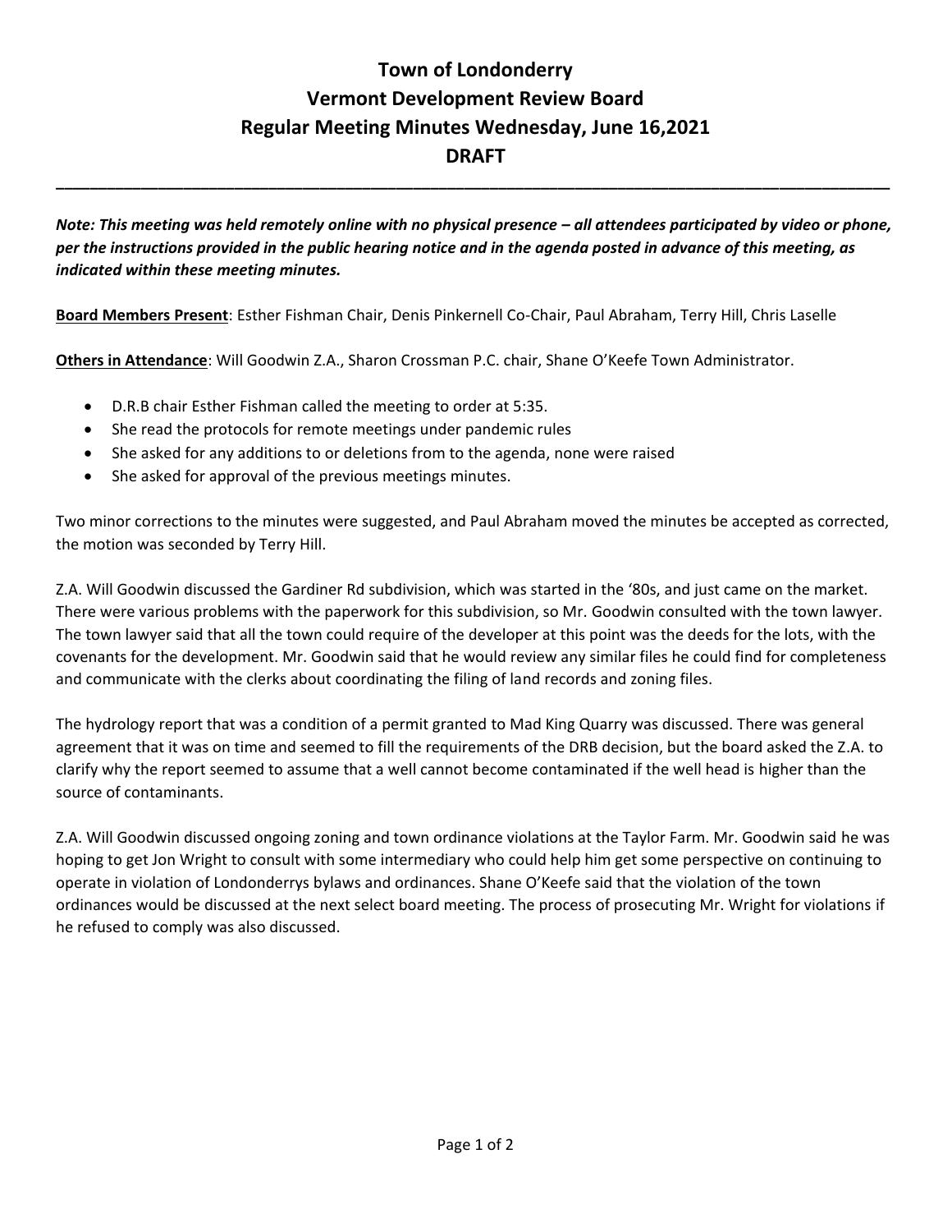# Town of Londonderry
# Vermont Development Review Board
# Regular Meeting Minutes Wednesday, June 16,2021
# DRAFT

---

***Note: This meeting was held remotely online with no physical presence – all attendees participated by video or phone, per the instructions provided in the public hearing notice and in the agenda posted in advance of this meeting, as indicated within these meeting minutes.***

**Board Members Present**: Esther Fishman Chair, Denis Pinkernell Co-Chair, Paul Abraham, Terry Hill, Chris Laselle

**Others in Attendance**: Will Goodwin Z.A., Sharon Crossman P.C. chair, Shane O'Keefe Town Administrator.

- D.R.B chair Esther Fishman called the meeting to order at 5:35.
- She read the protocols for remote meetings under pandemic rules
- She asked for any additions to or deletions from to the agenda, none were raised
- She asked for approval of the previous meetings minutes.

Two minor corrections to the minutes were suggested, and Paul Abraham moved the minutes be accepted as corrected, the motion was seconded by Terry Hill.

Z.A. Will Goodwin discussed the Gardiner Rd subdivision, which was started in the '80s, and just came on the market. There were various problems with the paperwork for this subdivision, so Mr. Goodwin consulted with the town lawyer. The town lawyer said that all the town could require of the developer at this point was the deeds for the lots, with the covenants for the development. Mr. Goodwin said that he would review any similar files he could find for completeness and communicate with the clerks about coordinating the filing of land records and zoning files.

The hydrology report that was a condition of a permit granted to Mad King Quarry was discussed. There was general agreement that it was on time and seemed to fill the requirements of the DRB decision, but the board asked the Z.A. to clarify why the report seemed to assume that a well cannot become contaminated if the well head is higher than the source of contaminants.

Z.A. Will Goodwin discussed ongoing zoning and town ordinance violations at the Taylor Farm. Mr. Goodwin said he was hoping to get Jon Wright to consult with some intermediary who could help him get some perspective on continuing to operate in violation of Londonderrys bylaws and ordinances. Shane O'Keefe said that the violation of the town ordinances would be discussed at the next select board meeting. The process of prosecuting Mr. Wright for violations if he refused to comply was also discussed.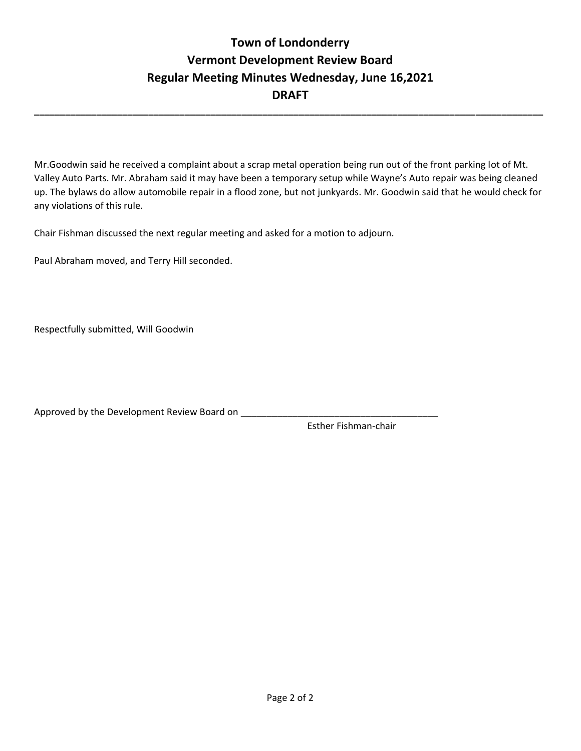# Town of Londonderry
# Vermont Development Review Board
# Regular Meeting Minutes Wednesday, June 16,2021
# DRAFT

---

Mr.Goodwin said he received a complaint about a scrap metal operation being run out of the front parking lot of Mt. Valley Auto Parts. Mr. Abraham said it may have been a temporary setup while Wayne's Auto repair was being cleaned up. The bylaws do allow automobile repair in a flood zone, but not junkyards. Mr. Goodwin said that he would check for any violations of this rule.

Chair Fishman discussed the next regular meeting and asked for a motion to adjourn.

Paul Abraham moved, and Terry Hill seconded.

Respectfully submitted, Will Goodwin

Approved by the Development Review Board on \_\_\_\_\_\_\_\_\_\_\_\_\_\_\_\_\_\_\_\_\_\_\_\_\_\_\_\_\_\_\_\_\_\_\_\_\_\_

Esther Fishman-chair